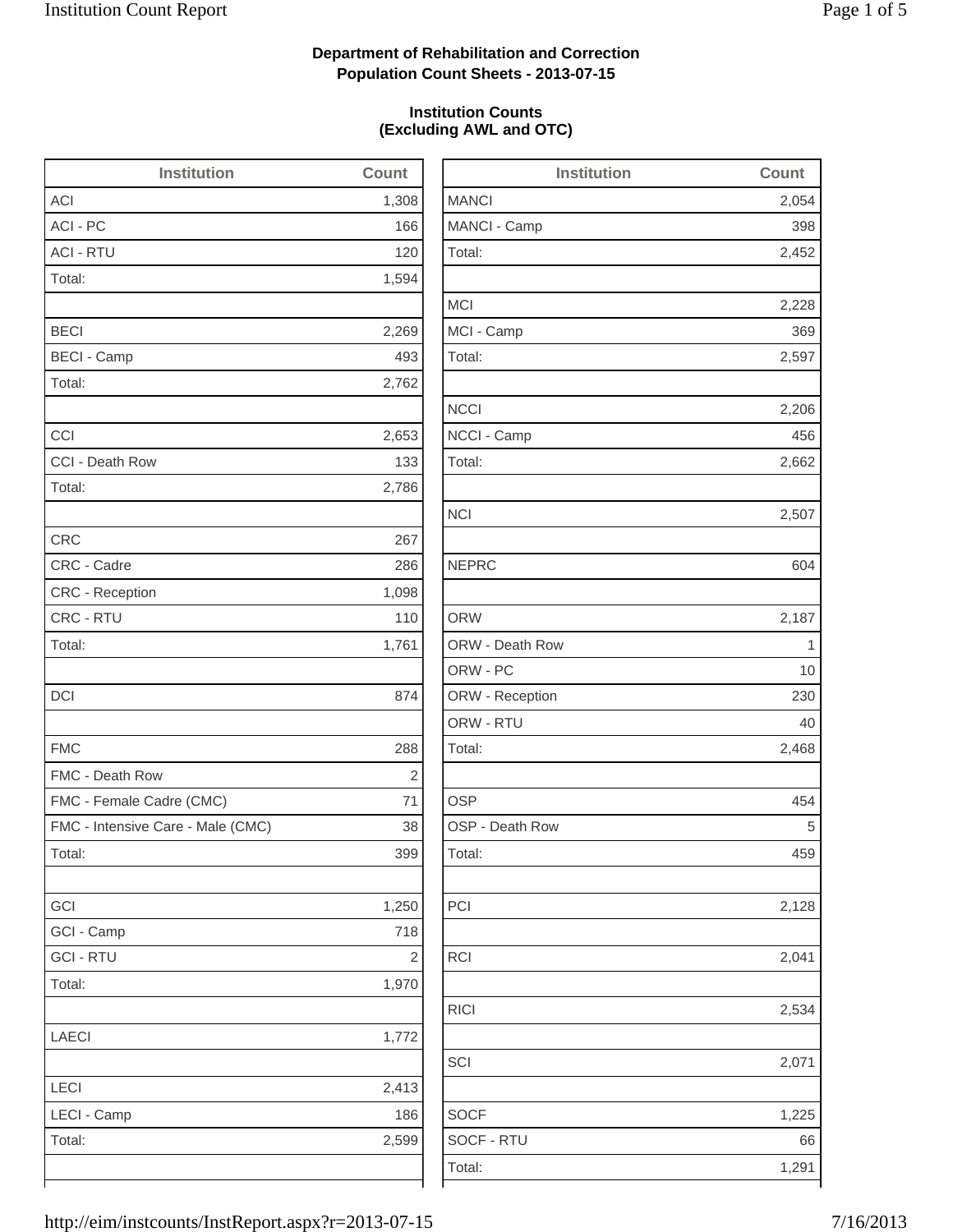**Department of Rehabilitation and Correction**
**Population Count Sheets - 2013-07-15**

**Institution Counts**
**(Excluding AWL and OTC)**

| Institution | Count |
|---|---|
| ACI | 1,308 |
| ACI - PC | 166 |
| ACI - RTU | 120 |
| Total: | 1,594 |
| | |
| BECI | 2,269 |
| BECI - Camp | 493 |
| Total: | 2,762 |
| | |
| CCI | 2,653 |
| CCI - Death Row | 133 |
| Total: | 2,786 |
| | |
| CRC | 267 |
| CRC - Cadre | 286 |
| CRC - Reception | 1,098 |
| CRC - RTU | 110 |
| Total: | 1,761 |
| | |
| DCI | 874 |
| | |
| FMC | 288 |
| FMC - Death Row | 2 |
| FMC - Female Cadre (CMC) | 71 |
| FMC - Intensive Care - Male (CMC) | 38 |
| Total: | 399 |
| | |
| GCI | 1,250 |
| GCI - Camp | 718 |
| GCI - RTU | 2 |
| Total: | 1,970 |
| | |
| LAECI | 1,772 |
| | |
| LECI | 2,413 |
| LECI - Camp | 186 |
| Total: | 2,599 |

| Institution | Count |
|---|---|
| MANCI | 2,054 |
| MANCI - Camp | 398 |
| Total: | 2,452 |
| | |
| MCI | 2,228 |
| MCI - Camp | 369 |
| Total: | 2,597 |
| | |
| NCCI | 2,206 |
| NCCI - Camp | 456 |
| Total: | 2,662 |
| | |
| NCI | 2,507 |
| | |
| NEPRC | 604 |
| | |
| ORW | 2,187 |
| ORW - Death Row | 1 |
| ORW - PC | 10 |
| ORW - Reception | 230 |
| ORW - RTU | 40 |
| Total: | 2,468 |
| | |
| OSP | 454 |
| OSP - Death Row | 5 |
| Total: | 459 |
| | |
| PCI | 2,128 |
| | |
| RCI | 2,041 |
| | |
| RICI | 2,534 |
| | |
| SCI | 2,071 |
| | |
| SOCF | 1,225 |
| SOCF - RTU | 66 |
| Total: | 1,291 |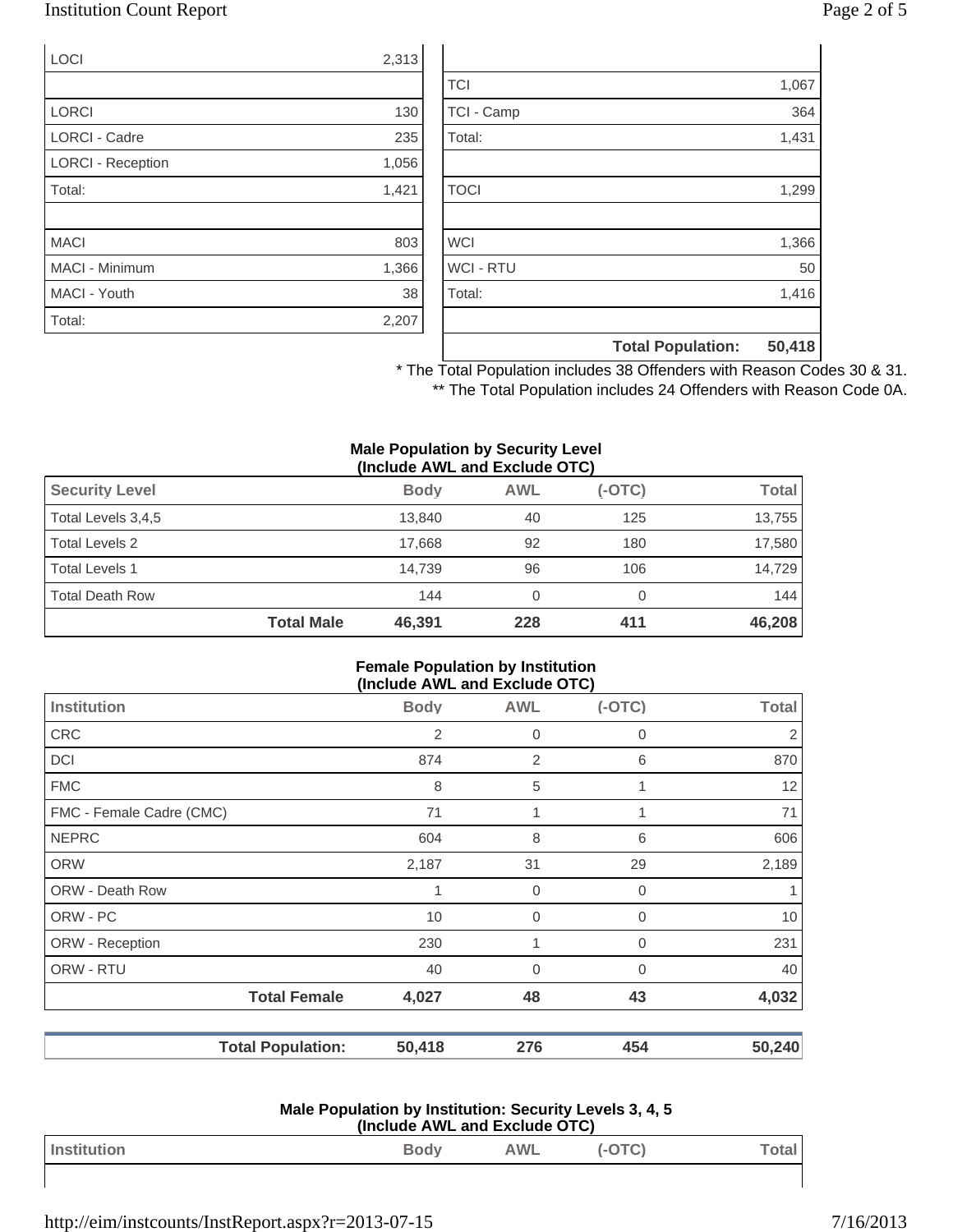| | |
|---|---|
| LOCI | 2,313 |
| | |
| LORCI | 130 |
| LORCI - Cadre | 235 |
| LORCI - Reception | 1,056 |
| Total: | 1,421 |
| | |
| MACI | 803 |
| MACI - Minimum | 1,366 |
| MACI - Youth | 38 |
| Total: | 2,207 |

| | |
|---|---|
| TCI | 1,067 |
| TCI - Camp | 364 |
| Total: | 1,431 |
| | |
| TOCI | 1,299 |
| | |
| WCI | 1,366 |
| WCI - RTU | 50 |
| Total: | 1,416 |
| | |
| **Total Population:** | **50,418** |

\* The Total Population includes 38 Offenders with Reason Codes 30 & 31.

\** The Total Population includes 24 Offenders with Reason Code 0A.

**Male Population by Security Level (Include AWL and Exclude OTC)**

| Security Level | Body | AWL | (-OTC) | Total |
|---|---|---|---|---|
| Total Levels 3,4,5 | 13,840 | 40 | 125 | 13,755 |
| Total Levels 2 | 17,668 | 92 | 180 | 17,580 |
| Total Levels 1 | 14,739 | 96 | 106 | 14,729 |
| Total Death Row | 144 | 0 | 0 | 144 |
| **Total Male** | **46,391** | **228** | **411** | **46,208** |

**Female Population by Institution (Include AWL and Exclude OTC)**

| Institution | Body | AWL | (-OTC) | Total |
|---|---|---|---|---|
| CRC | 2 | 0 | 0 | 2 |
| DCI | 874 | 2 | 6 | 870 |
| FMC | 8 | 5 | 1 | 12 |
| FMC - Female Cadre (CMC) | 71 | 1 | 1 | 71 |
| NEPRC | 604 | 8 | 6 | 606 |
| ORW | 2,187 | 31 | 29 | 2,189 |
| ORW - Death Row | 1 | 0 | 0 | 1 |
| ORW - PC | 10 | 0 | 0 | 10 |
| ORW - Reception | 230 | 1 | 0 | 231 |
| ORW - RTU | 40 | 0 | 0 | 40 |
| **Total Female** | **4,027** | **48** | **43** | **4,032** |

| | | | | |
|---|---|---|---|---|
| **Total Population:** | **50,418** | **276** | **454** | **50,240** |

**Male Population by Institution: Security Levels 3, 4, 5 (Include AWL and Exclude OTC)**

| Institution | Body | AWL | (-OTC) | Total |
|---|---|---|---|---|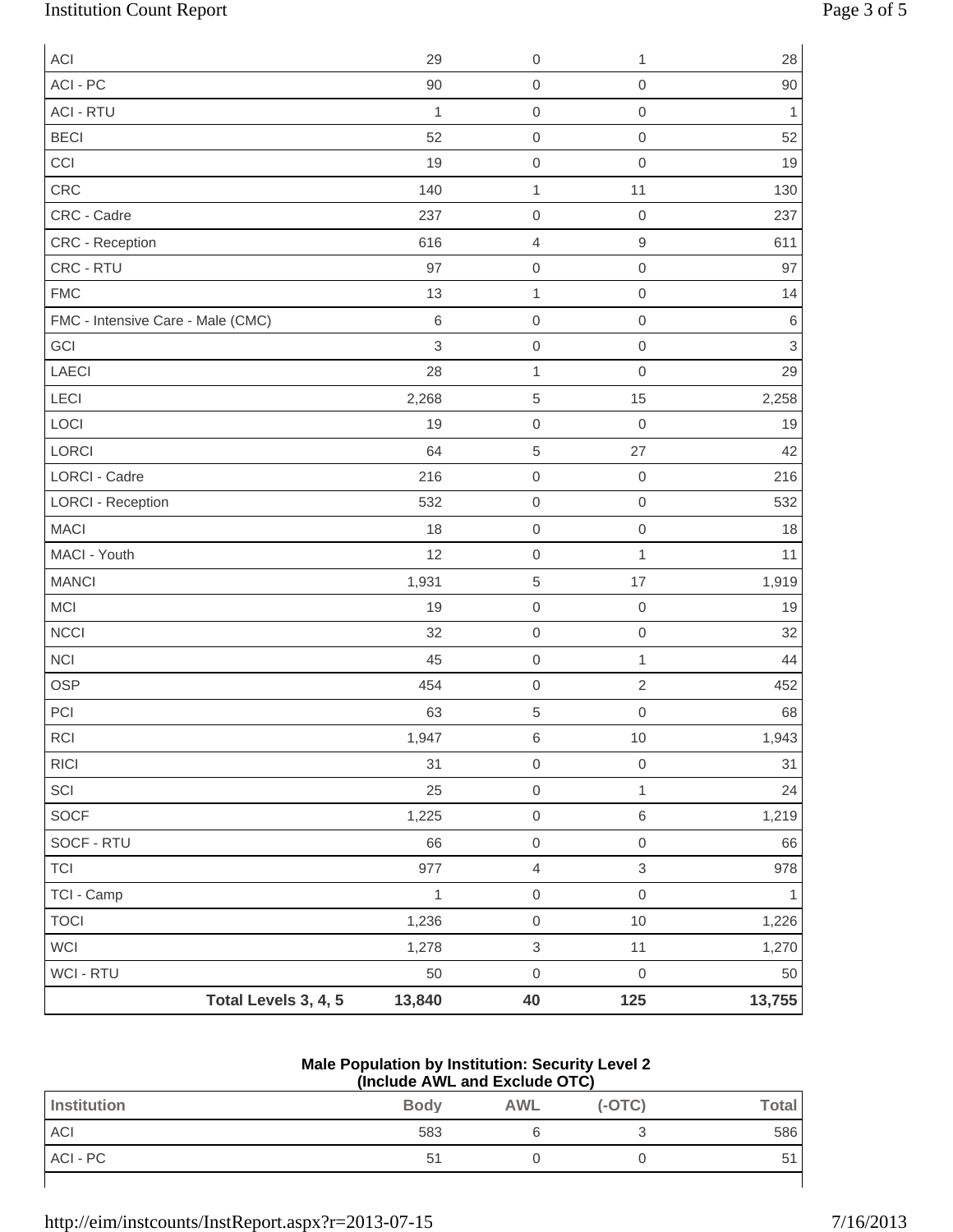| | | | |
|---|---|---|---|
| ACI | 29 | 0 | 1 | 28 |
| ACI - PC | 90 | 0 | 0 | 90 |
| ACI - RTU | 1 | 0 | 0 | 1 |
| BECI | 52 | 0 | 0 | 52 |
| CCI | 19 | 0 | 0 | 19 |
| CRC | 140 | 1 | 11 | 130 |
| CRC - Cadre | 237 | 0 | 0 | 237 |
| CRC - Reception | 616 | 4 | 9 | 611 |
| CRC - RTU | 97 | 0 | 0 | 97 |
| FMC | 13 | 1 | 0 | 14 |
| FMC - Intensive Care - Male (CMC) | 6 | 0 | 0 | 6 |
| GCI | 3 | 0 | 0 | 3 |
| LAECI | 28 | 1 | 0 | 29 |
| LECI | 2,268 | 5 | 15 | 2,258 |
| LOCI | 19 | 0 | 0 | 19 |
| LORCI | 64 | 5 | 27 | 42 |
| LORCI - Cadre | 216 | 0 | 0 | 216 |
| LORCI - Reception | 532 | 0 | 0 | 532 |
| MACI | 18 | 0 | 0 | 18 |
| MACI - Youth | 12 | 0 | 1 | 11 |
| MANCI | 1,931 | 5 | 17 | 1,919 |
| MCI | 19 | 0 | 0 | 19 |
| NCCI | 32 | 0 | 0 | 32 |
| NCI | 45 | 0 | 1 | 44 |
| OSP | 454 | 0 | 2 | 452 |
| PCI | 63 | 5 | 0 | 68 |
| RCI | 1,947 | 6 | 10 | 1,943 |
| RICI | 31 | 0 | 0 | 31 |
| SCI | 25 | 0 | 1 | 24 |
| SOCF | 1,225 | 0 | 6 | 1,219 |
| SOCF - RTU | 66 | 0 | 0 | 66 |
| TCI | 977 | 4 | 3 | 978 |
| TCI - Camp | 1 | 0 | 0 | 1 |
| TOCI | 1,236 | 0 | 10 | 1,226 |
| WCI | 1,278 | 3 | 11 | 1,270 |
| WCI - RTU | 50 | 0 | 0 | 50 |
| **Total Levels 3, 4, 5** | **13,840** | **40** | **125** | **13,755** |

**Male Population by Institution: Security Level 2**
**(Include AWL and Exclude OTC)**

| Institution | Body | AWL | (-OTC) | Total |
|---|---|---|---|---|
| ACI | 583 | 6 | 3 | 586 |
| ACI - PC | 51 | 0 | 0 | 51 |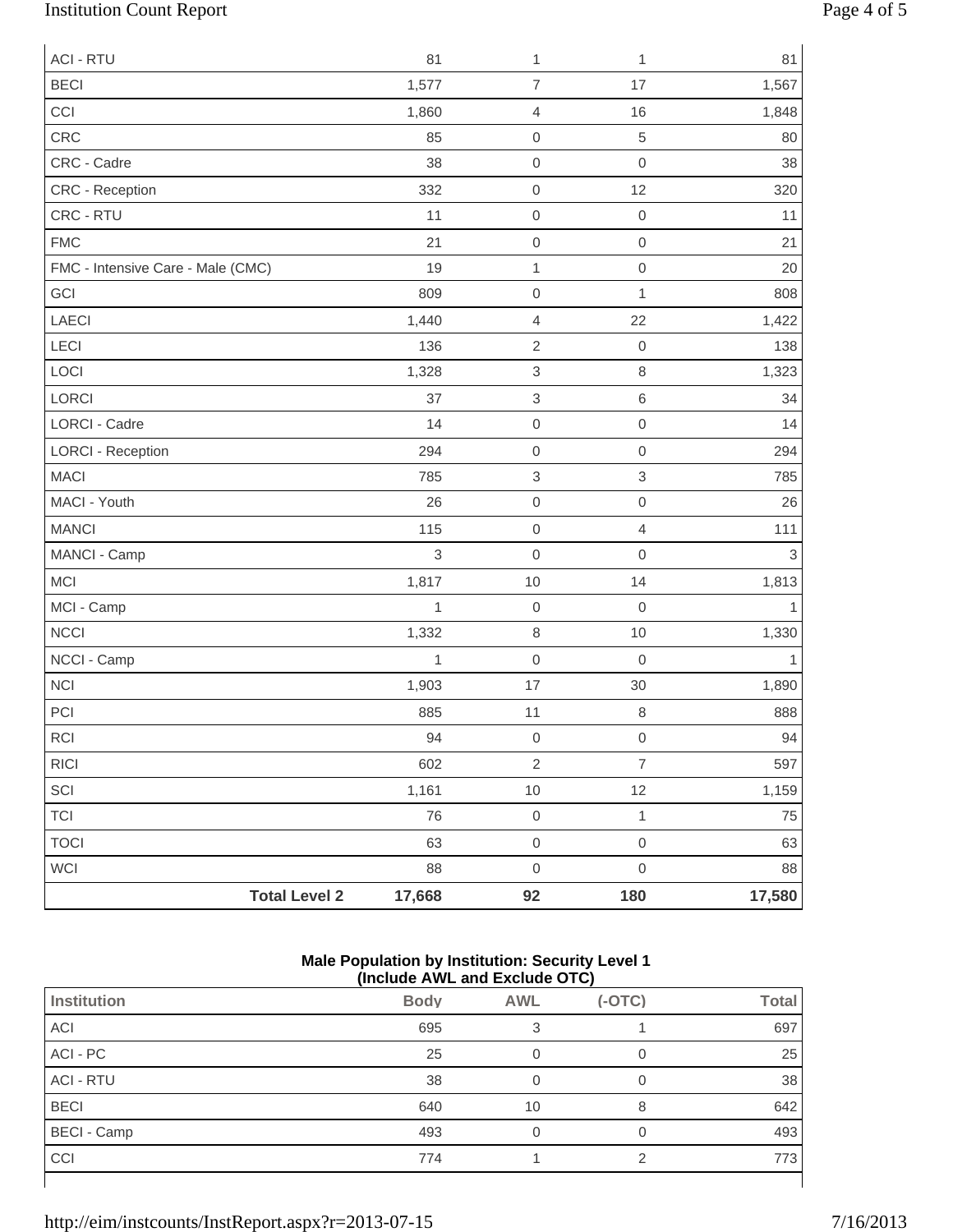| | | | | |
|---|---|---|---|---|
| ACI - RTU | 81 | 1 | 1 | 81 |
| BECI | 1,577 | 7 | 17 | 1,567 |
| CCI | 1,860 | 4 | 16 | 1,848 |
| CRC | 85 | 0 | 5 | 80 |
| CRC - Cadre | 38 | 0 | 0 | 38 |
| CRC - Reception | 332 | 0 | 12 | 320 |
| CRC - RTU | 11 | 0 | 0 | 11 |
| FMC | 21 | 0 | 0 | 21 |
| FMC - Intensive Care - Male (CMC) | 19 | 1 | 0 | 20 |
| GCI | 809 | 0 | 1 | 808 |
| LAECI | 1,440 | 4 | 22 | 1,422 |
| LECI | 136 | 2 | 0 | 138 |
| LOCI | 1,328 | 3 | 8 | 1,323 |
| LORCI | 37 | 3 | 6 | 34 |
| LORCI - Cadre | 14 | 0 | 0 | 14 |
| LORCI - Reception | 294 | 0 | 0 | 294 |
| MACI | 785 | 3 | 3 | 785 |
| MACI - Youth | 26 | 0 | 0 | 26 |
| MANCI | 115 | 0 | 4 | 111 |
| MANCI - Camp | 3 | 0 | 0 | 3 |
| MCI | 1,817 | 10 | 14 | 1,813 |
| MCI - Camp | 1 | 0 | 0 | 1 |
| NCCI | 1,332 | 8 | 10 | 1,330 |
| NCCI - Camp | 1 | 0 | 0 | 1 |
| NCI | 1,903 | 17 | 30 | 1,890 |
| PCI | 885 | 11 | 8 | 888 |
| RCI | 94 | 0 | 0 | 94 |
| RICI | 602 | 2 | 7 | 597 |
| SCI | 1,161 | 10 | 12 | 1,159 |
| TCI | 76 | 0 | 1 | 75 |
| TOCI | 63 | 0 | 0 | 63 |
| WCI | 88 | 0 | 0 | 88 |
| **Total Level 2** | **17,668** | **92** | **180** | **17,580** |

**Male Population by Institution: Security Level 1**
**(Include AWL and Exclude OTC)**

| Institution | Body | AWL | (-OTC) | Total |
|---|---|---|---|---|
| ACI | 695 | 3 | 1 | 697 |
| ACI - PC | 25 | 0 | 0 | 25 |
| ACI - RTU | 38 | 0 | 0 | 38 |
| BECI | 640 | 10 | 8 | 642 |
| BECI - Camp | 493 | 0 | 0 | 493 |
| CCI | 774 | 1 | 2 | 773 |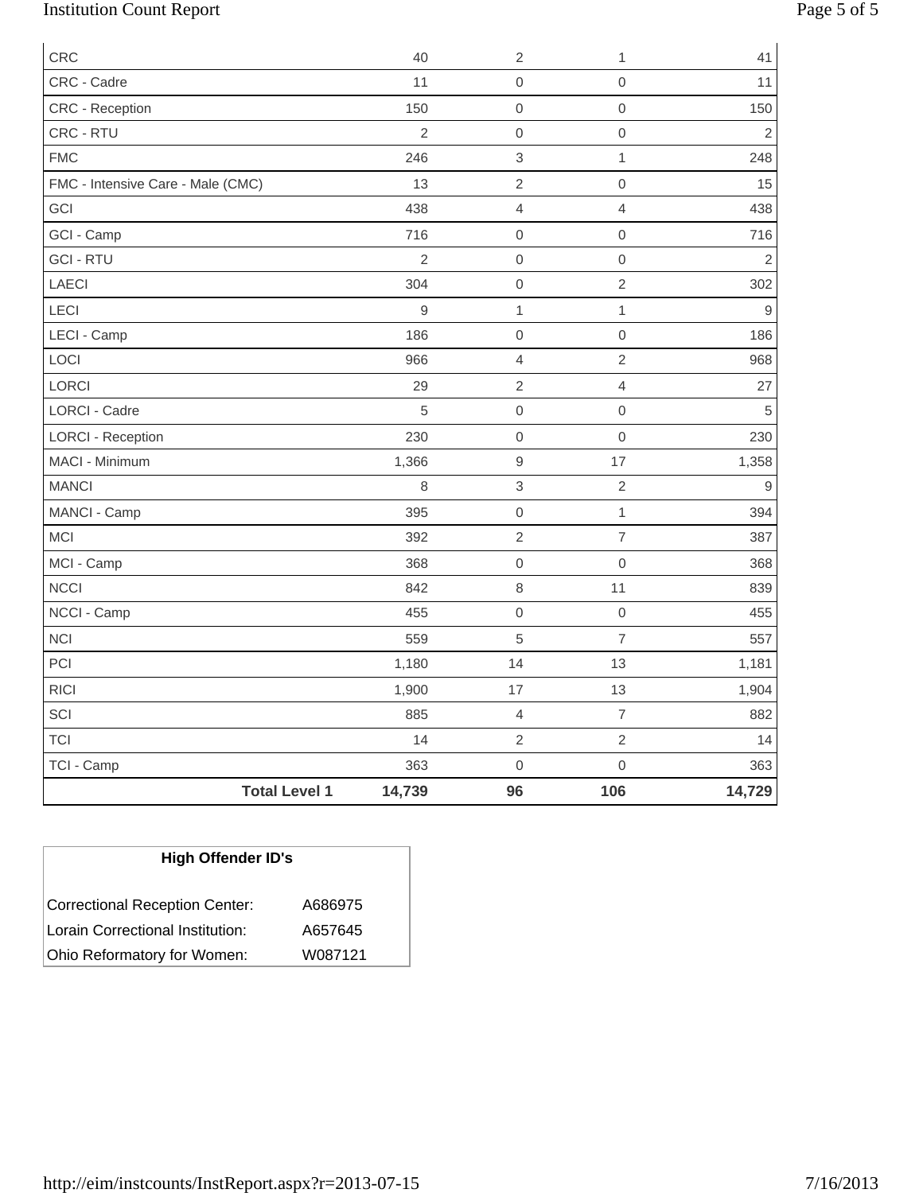| | | | | |
|---|---|---|---|---|
| CRC | 40 | 2 | 1 | 41 |
| CRC - Cadre | 11 | 0 | 0 | 11 |
| CRC - Reception | 150 | 0 | 0 | 150 |
| CRC - RTU | 2 | 0 | 0 | 2 |
| FMC | 246 | 3 | 1 | 248 |
| FMC - Intensive Care - Male (CMC) | 13 | 2 | 0 | 15 |
| GCI | 438 | 4 | 4 | 438 |
| GCI - Camp | 716 | 0 | 0 | 716 |
| GCI - RTU | 2 | 0 | 0 | 2 |
| LAECI | 304 | 0 | 2 | 302 |
| LECI | 9 | 1 | 1 | 9 |
| LECI - Camp | 186 | 0 | 0 | 186 |
| LOCI | 966 | 4 | 2 | 968 |
| LORCI | 29 | 2 | 4 | 27 |
| LORCI - Cadre | 5 | 0 | 0 | 5 |
| LORCI - Reception | 230 | 0 | 0 | 230 |
| MACI - Minimum | 1,366 | 9 | 17 | 1,358 |
| MANCI | 8 | 3 | 2 | 9 |
| MANCI - Camp | 395 | 0 | 1 | 394 |
| MCI | 392 | 2 | 7 | 387 |
| MCI - Camp | 368 | 0 | 0 | 368 |
| NCCI | 842 | 8 | 11 | 839 |
| NCCI - Camp | 455 | 0 | 0 | 455 |
| NCI | 559 | 5 | 7 | 557 |
| PCI | 1,180 | 14 | 13 | 1,181 |
| RICI | 1,900 | 17 | 13 | 1,904 |
| SCI | 885 | 4 | 7 | 882 |
| TCI | 14 | 2 | 2 | 14 |
| TCI - Camp | 363 | 0 | 0 | 363 |
| **Total Level 1** | **14,739** | **96** | **106** | **14,729** |

| **High Offender ID's** | |
|---|---|
| Correctional Reception Center: | A686975 |
| Lorain Correctional Institution: | A657645 |
| Ohio Reformatory for Women: | W087121 |